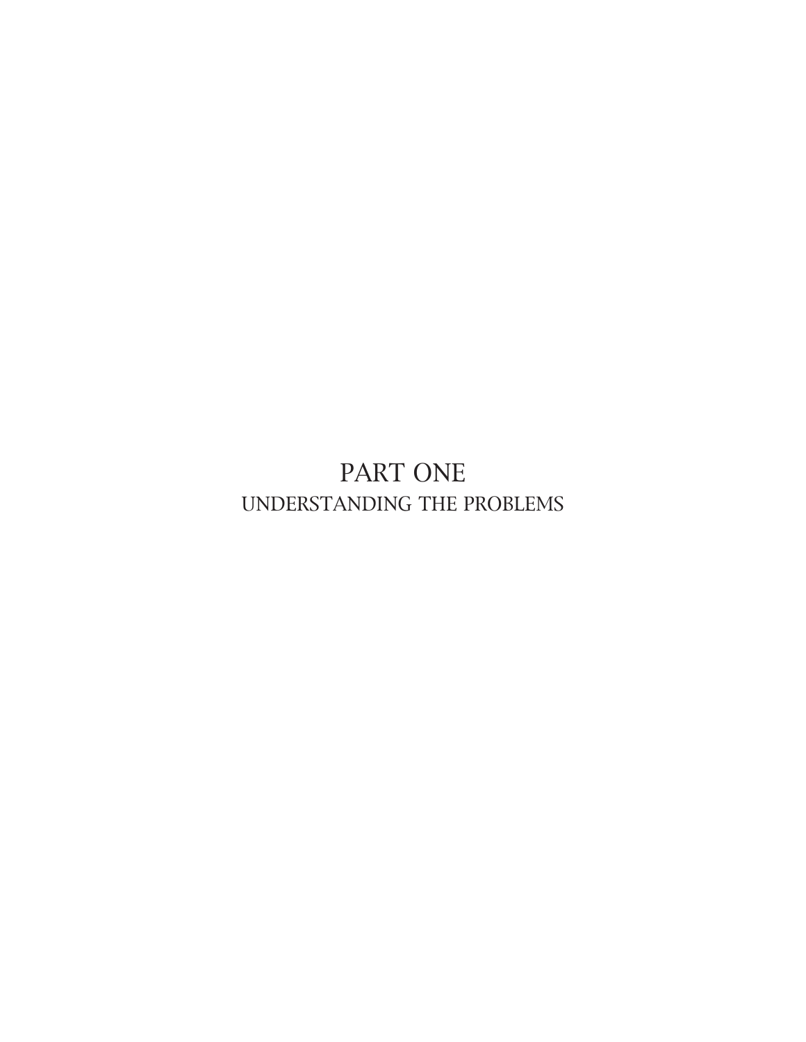# PART ONE

## UNDERSTANDING THE PROBLEMS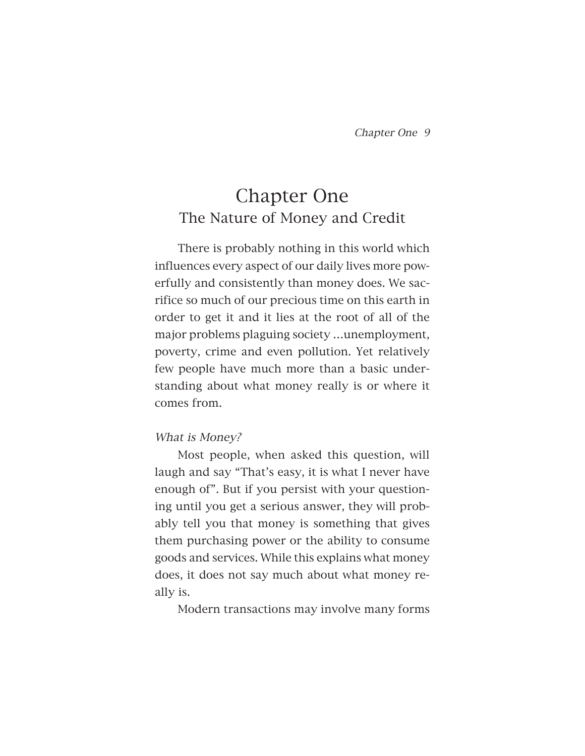# Chapter One

## The Nature of Money and Credit

There is probably nothing in this world which influences every aspect of our daily lives more powerfully and consistently than money does. We sacrifice so much of our precious time on this earth in order to get it and it lies at the root of all of the major problems plaguing society ...unemployment, poverty, crime and even pollution. Yet relatively few people have much more than a basic understanding about what money really is or where it comes from.

*What is Money?*

Most people, when asked this question, will laugh and say "That's easy, it is what I never have enough of". But if you persist with your questioning until you get a serious answer, they will probably tell you that money is something that gives them purchasing power or the ability to consume goods and services. While this explains what money does, it does not say much about what money really is.

Modern transactions may involve many forms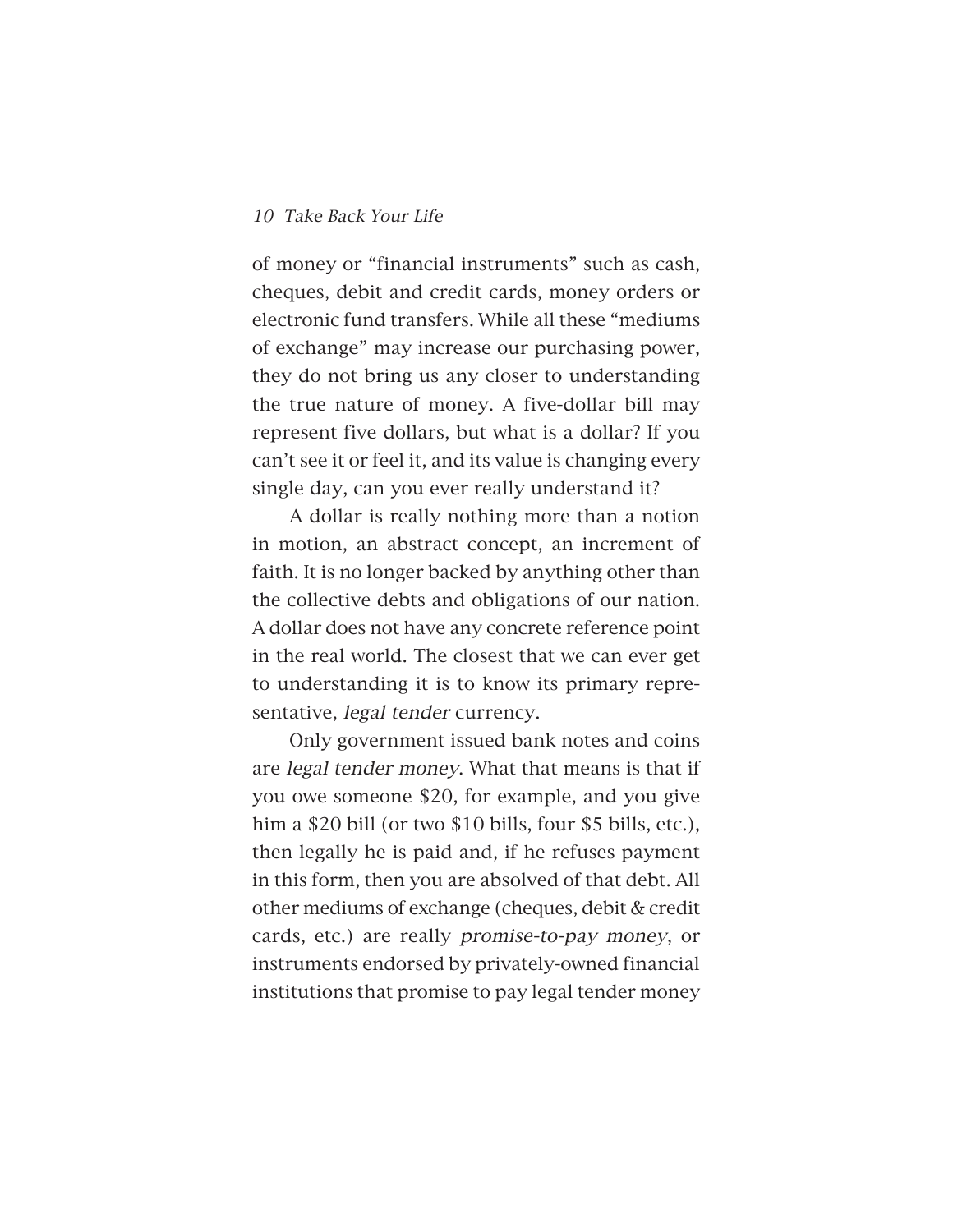of money or "financial instruments" such as cash, cheques, debit and credit cards, money orders or electronic fund transfers. While all these "mediums of exchange" may increase our purchasing power, they do not bring us any closer to understanding the true nature of money. A five-dollar bill may represent five dollars, but what is a dollar? If you can't see it or feel it, and its value is changing every single day, can you ever really understand it?

A dollar is really nothing more than a notion in motion, an abstract concept, an increment of faith. It is no longer backed by anything other than the collective debts and obligations of our nation. A dollar does not have any concrete reference point in the real world. The closest that we can ever get to understanding it is to know its primary representative, *legal tender* currency.

Only government issued bank notes and coins are *legal tender money*. What that means is that if you owe someone $20, for example, and you give him a $20 bill (or two $10 bills, four $5 bills, etc.), then legally he is paid and, if he refuses payment in this form, then you are absolved of that debt. All other mediums of exchange (cheques, debit & credit cards, etc.) are really *promise-to-pay money*, or instruments endorsed by privately-owned financial institutions that promise to pay legal tender money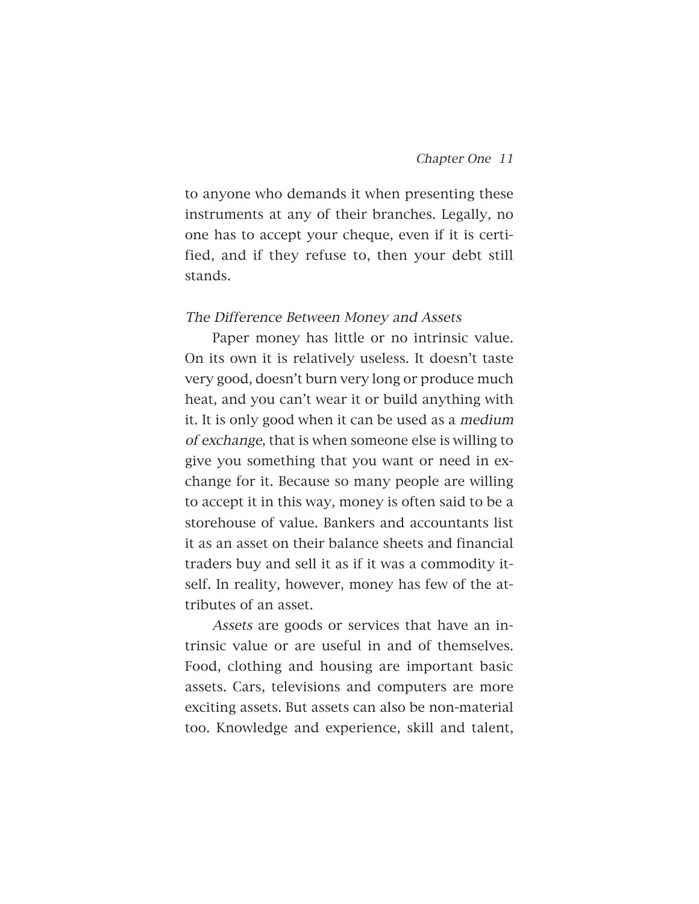to anyone who demands it when presenting these instruments at any of their branches. Legally, no one has to accept your cheque, even if it is certified, and if they refuse to, then your debt still stands.

### *The Difference Between Money and Assets*

Paper money has little or no intrinsic value. On its own it is relatively useless. It doesn't taste very good, doesn't burn very long or produce much heat, and you can't wear it or build anything with it. It is only good when it can be used as a *medium of exchange*, that is when someone else is willing to give you something that you want or need in exchange for it. Because so many people are willing to accept it in this way, money is often said to be a storehouse of value. Bankers and accountants list it as an asset on their balance sheets and financial traders buy and sell it as if it was a commodity itself. In reality, however, money has few of the attributes of an asset.

*Assets* are goods or services that have an intrinsic value or are useful in and of themselves. Food, clothing and housing are important basic assets. Cars, televisions and computers are more exciting assets. But assets can also be non-material too. Knowledge and experience, skill and talent,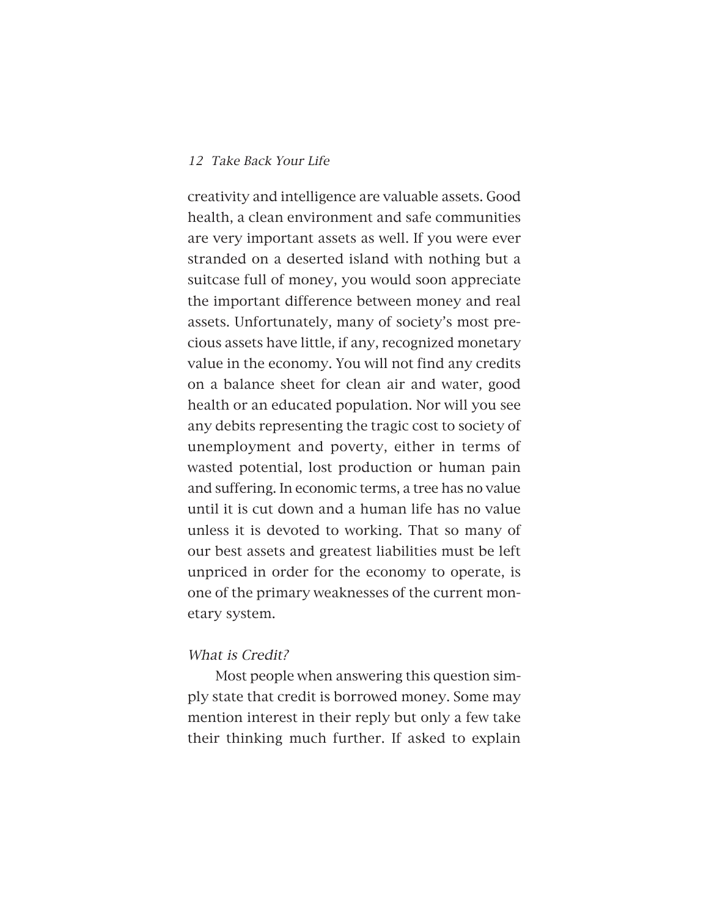creativity and intelligence are valuable assets. Good health, a clean environment and safe communities are very important assets as well. If you were ever stranded on a deserted island with nothing but a suitcase full of money, you would soon appreciate the important difference between money and real assets. Unfortunately, many of society's most precious assets have little, if any, recognized monetary value in the economy. You will not find any credits on a balance sheet for clean air and water, good health or an educated population. Nor will you see any debits representing the tragic cost to society of unemployment and poverty, either in terms of wasted potential, lost production or human pain and suffering. In economic terms, a tree has no value until it is cut down and a human life has no value unless it is devoted to working. That so many of our best assets and greatest liabilities must be left unpriced in order for the economy to operate, is one of the primary weaknesses of the current monetary system.

### *What is Credit?*

Most people when answering this question simply state that credit is borrowed money. Some may mention interest in their reply but only a few take their thinking much further. If asked to explain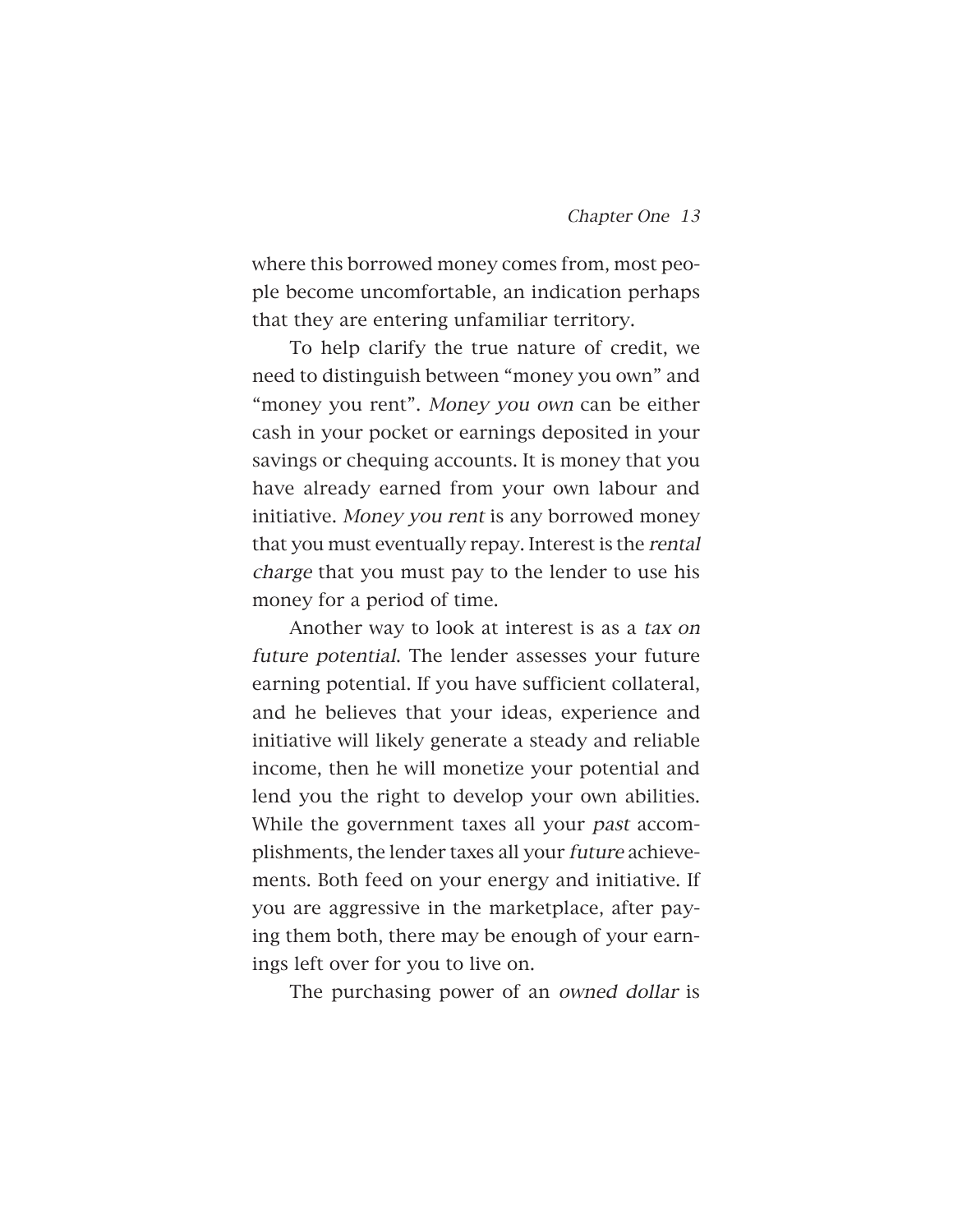where this borrowed money comes from, most people become uncomfortable, an indication perhaps that they are entering unfamiliar territory.

To help clarify the true nature of credit, we need to distinguish between "money you own" and "money you rent". *Money you own* can be either cash in your pocket or earnings deposited in your savings or chequing accounts. It is money that you have already earned from your own labour and initiative. *Money you rent* is any borrowed money that you must eventually repay. Interest is the *rental charge* that you must pay to the lender to use his money for a period of time.

Another way to look at interest is as a *tax on future potential*. The lender assesses your future earning potential. If you have sufficient collateral, and he believes that your ideas, experience and initiative will likely generate a steady and reliable income, then he will monetize your potential and lend you the right to develop your own abilities. While the government taxes all your *past* accomplishments, the lender taxes all your *future* achievements. Both feed on your energy and initiative. If you are aggressive in the marketplace, after paying them both, there may be enough of your earnings left over for you to live on.

The purchasing power of an *owned dollar* is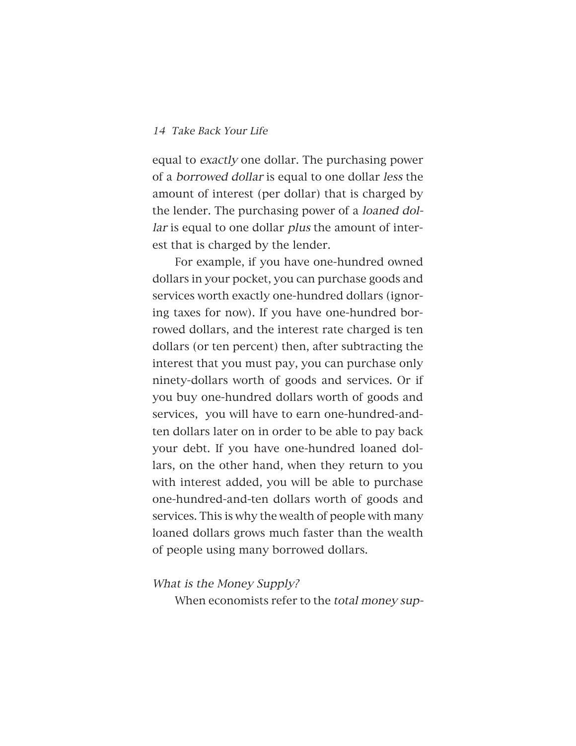equal to *exactly* one dollar. The purchasing power of a *borrowed dollar* is equal to one dollar *less* the amount of interest (per dollar) that is charged by the lender. The purchasing power of a *loaned dollar* is equal to one dollar *plus* the amount of interest that is charged by the lender.

For example, if you have one-hundred owned dollars in your pocket, you can purchase goods and services worth exactly one-hundred dollars (ignoring taxes for now). If you have one-hundred borrowed dollars, and the interest rate charged is ten dollars (or ten percent) then, after subtracting the interest that you must pay, you can purchase only ninety-dollars worth of goods and services. Or if you buy one-hundred dollars worth of goods and services, you will have to earn one-hundred-and-ten dollars later on in order to be able to pay back your debt. If you have one-hundred loaned dollars, on the other hand, when they return to you with interest added, you will be able to purchase one-hundred-and-ten dollars worth of goods and services. This is why the wealth of people with many loaned dollars grows much faster than the wealth of people using many borrowed dollars.

### *What is the Money Supply?*

When economists refer to the *total money sup-*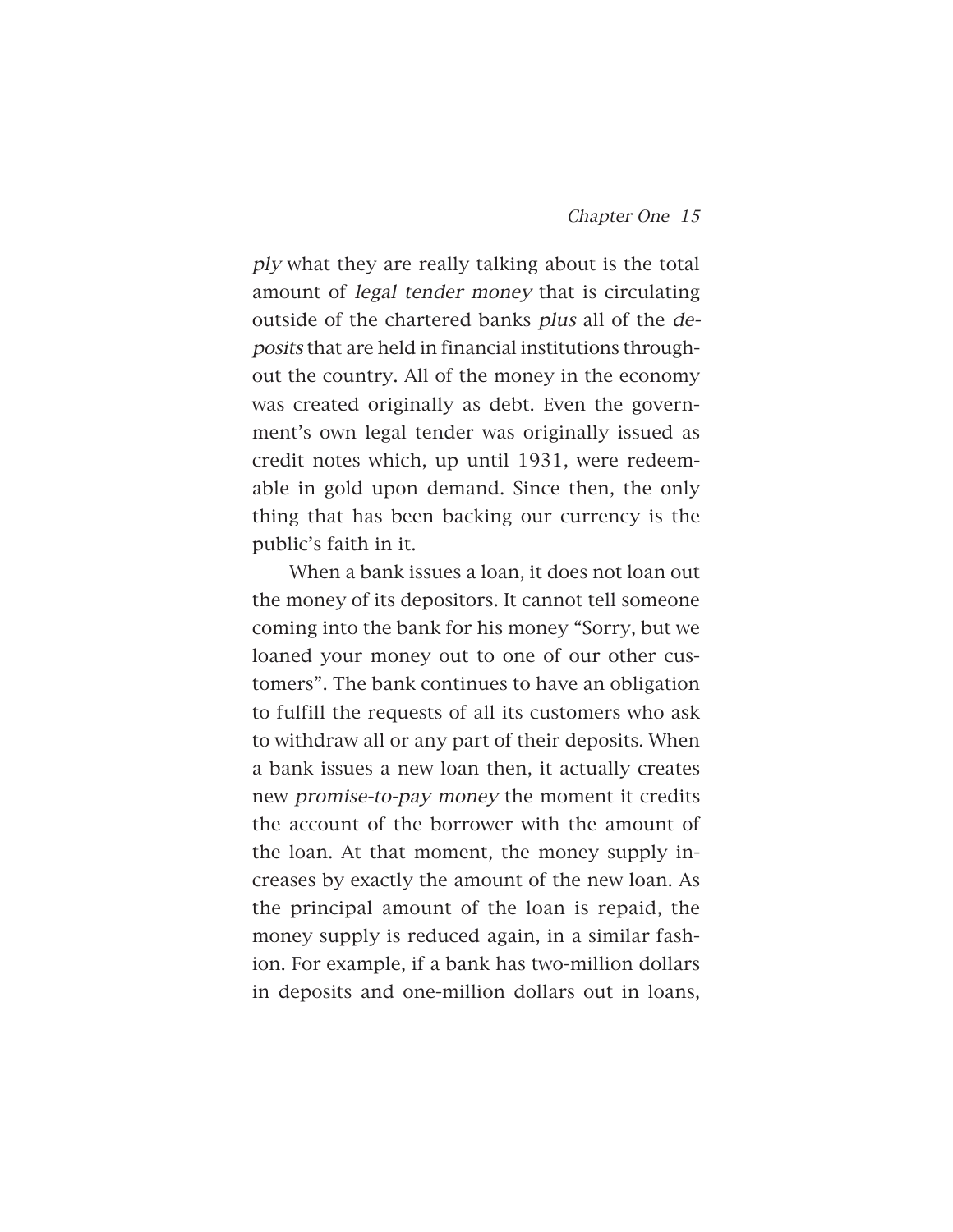*ply* what they are really talking about is the total amount of *legal tender money* that is circulating outside of the chartered banks *plus* all of the *deposits* that are held in financial institutions throughout the country. All of the money in the economy was created originally as debt. Even the government's own legal tender was originally issued as credit notes which, up until 1931, were redeemable in gold upon demand. Since then, the only thing that has been backing our currency is the public's faith in it.

When a bank issues a loan, it does not loan out the money of its depositors. It cannot tell someone coming into the bank for his money "Sorry, but we loaned your money out to one of our other customers". The bank continues to have an obligation to fulfill the requests of all its customers who ask to withdraw all or any part of their deposits. When a bank issues a new loan then, it actually creates new *promise-to-pay money* the moment it credits the account of the borrower with the amount of the loan. At that moment, the money supply increases by exactly the amount of the new loan. As the principal amount of the loan is repaid, the money supply is reduced again, in a similar fashion. For example, if a bank has two-million dollars in deposits and one-million dollars out in loans,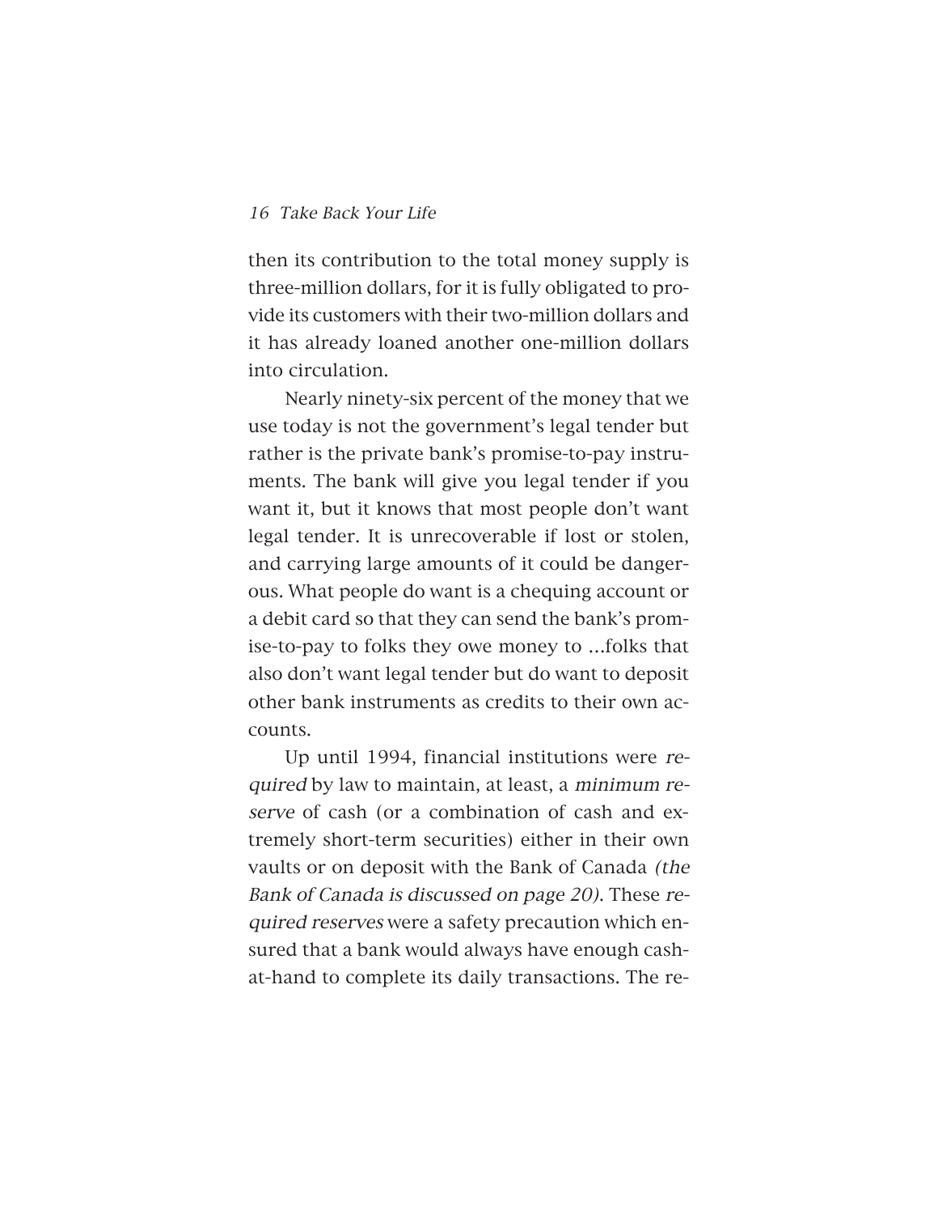then its contribution to the total money supply is three-million dollars, for it is fully obligated to provide its customers with their two-million dollars and it has already loaned another one-million dollars into circulation.

Nearly ninety-six percent of the money that we use today is not the government's legal tender but rather is the private bank's promise-to-pay instruments. The bank will give you legal tender if you want it, but it knows that most people don't want legal tender. It is unrecoverable if lost or stolen, and carrying large amounts of it could be dangerous. What people do want is a chequing account or a debit card so that they can send the bank's promise-to-pay to folks they owe money to ...folks that also don't want legal tender but do want to deposit other bank instruments as credits to their own accounts.

Up until 1994, financial institutions were *required* by law to maintain, at least, a *minimum reserve* of cash (or a combination of cash and extremely short-term securities) either in their own vaults or on deposit with the Bank of Canada *(the Bank of Canada is discussed on page 20)*. These *required reserves* were a safety precaution which ensured that a bank would always have enough cash-at-hand to complete its daily transactions. The re-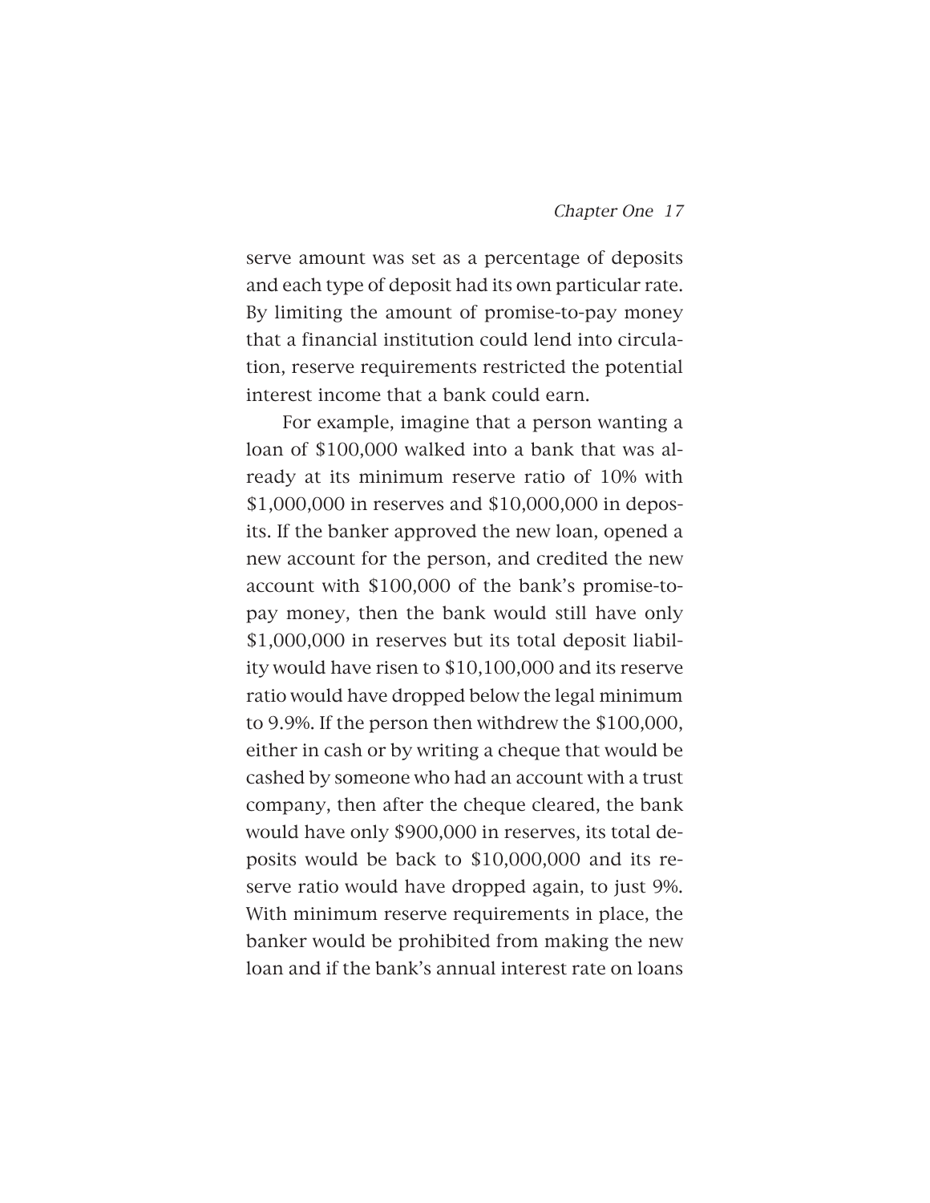serve amount was set as a percentage of deposits and each type of deposit had its own particular rate. By limiting the amount of promise-to-pay money that a financial institution could lend into circulation, reserve requirements restricted the potential interest income that a bank could earn.

For example, imagine that a person wanting a loan of $100,000 walked into a bank that was already at its minimum reserve ratio of 10% with $1,000,000 in reserves and $10,000,000 in deposits. If the banker approved the new loan, opened a new account for the person, and credited the new account with $100,000 of the bank's promise-to-pay money, then the bank would still have only $1,000,000 in reserves but its total deposit liability would have risen to $10,100,000 and its reserve ratio would have dropped below the legal minimum to 9.9%. If the person then withdrew the $100,000, either in cash or by writing a cheque that would be cashed by someone who had an account with a trust company, then after the cheque cleared, the bank would have only $900,000 in reserves, its total deposits would be back to $10,000,000 and its reserve ratio would have dropped again, to just 9%. With minimum reserve requirements in place, the banker would be prohibited from making the new loan and if the bank's annual interest rate on loans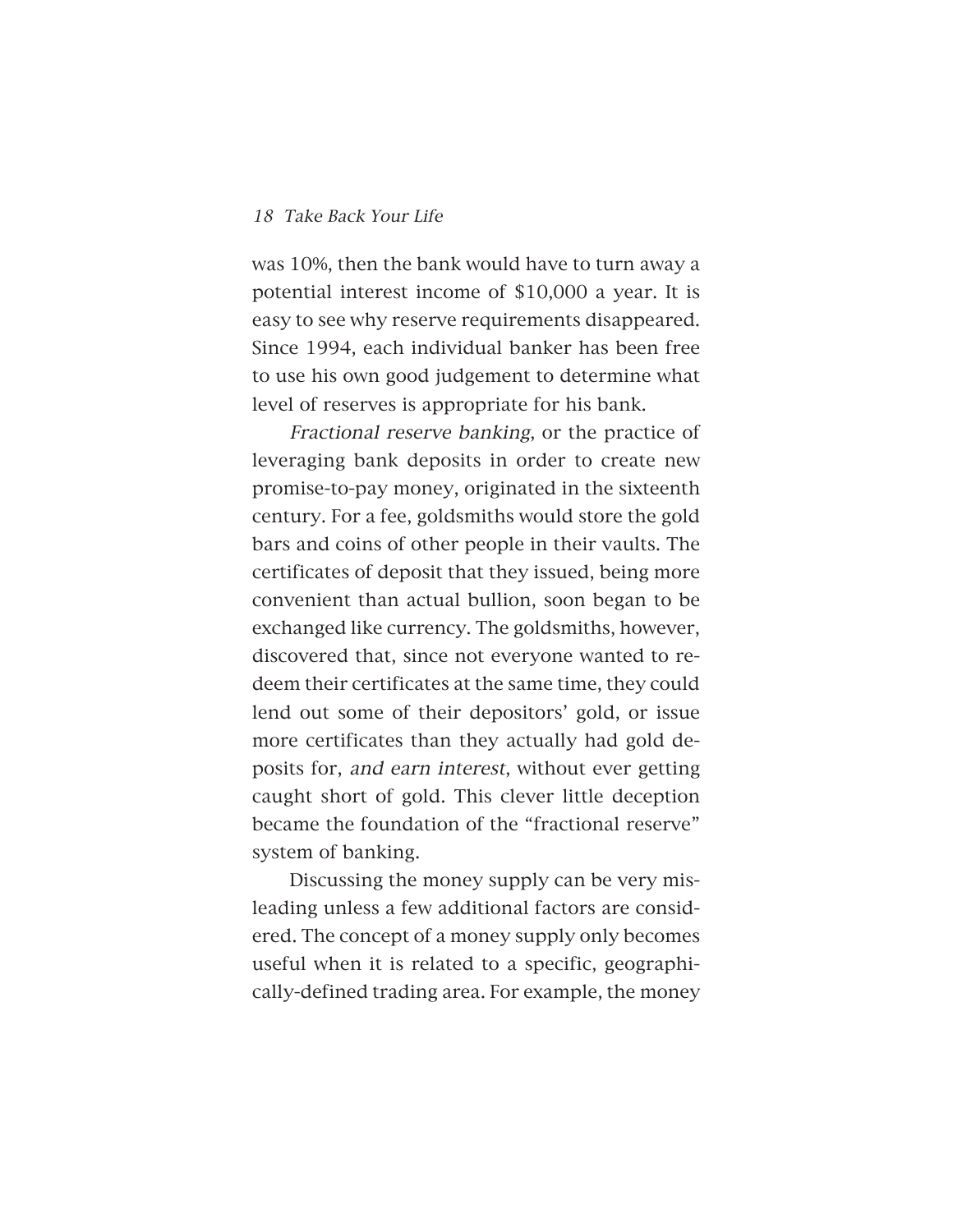was 10%, then the bank would have to turn away a potential interest income of $10,000 a year. It is easy to see why reserve requirements disappeared. Since 1994, each individual banker has been free to use his own good judgement to determine what level of reserves is appropriate for his bank.

*Fractional reserve banking*, or the practice of leveraging bank deposits in order to create new promise-to-pay money, originated in the sixteenth century. For a fee, goldsmiths would store the gold bars and coins of other people in their vaults. The certificates of deposit that they issued, being more convenient than actual bullion, soon began to be exchanged like currency. The goldsmiths, however, discovered that, since not everyone wanted to redeem their certificates at the same time, they could lend out some of their depositors' gold, or issue more certificates than they actually had gold deposits for, *and earn interest*, without ever getting caught short of gold. This clever little deception became the foundation of the "fractional reserve" system of banking.

Discussing the money supply can be very misleading unless a few additional factors are considered. The concept of a money supply only becomes useful when it is related to a specific, geographically-defined trading area. For example, the money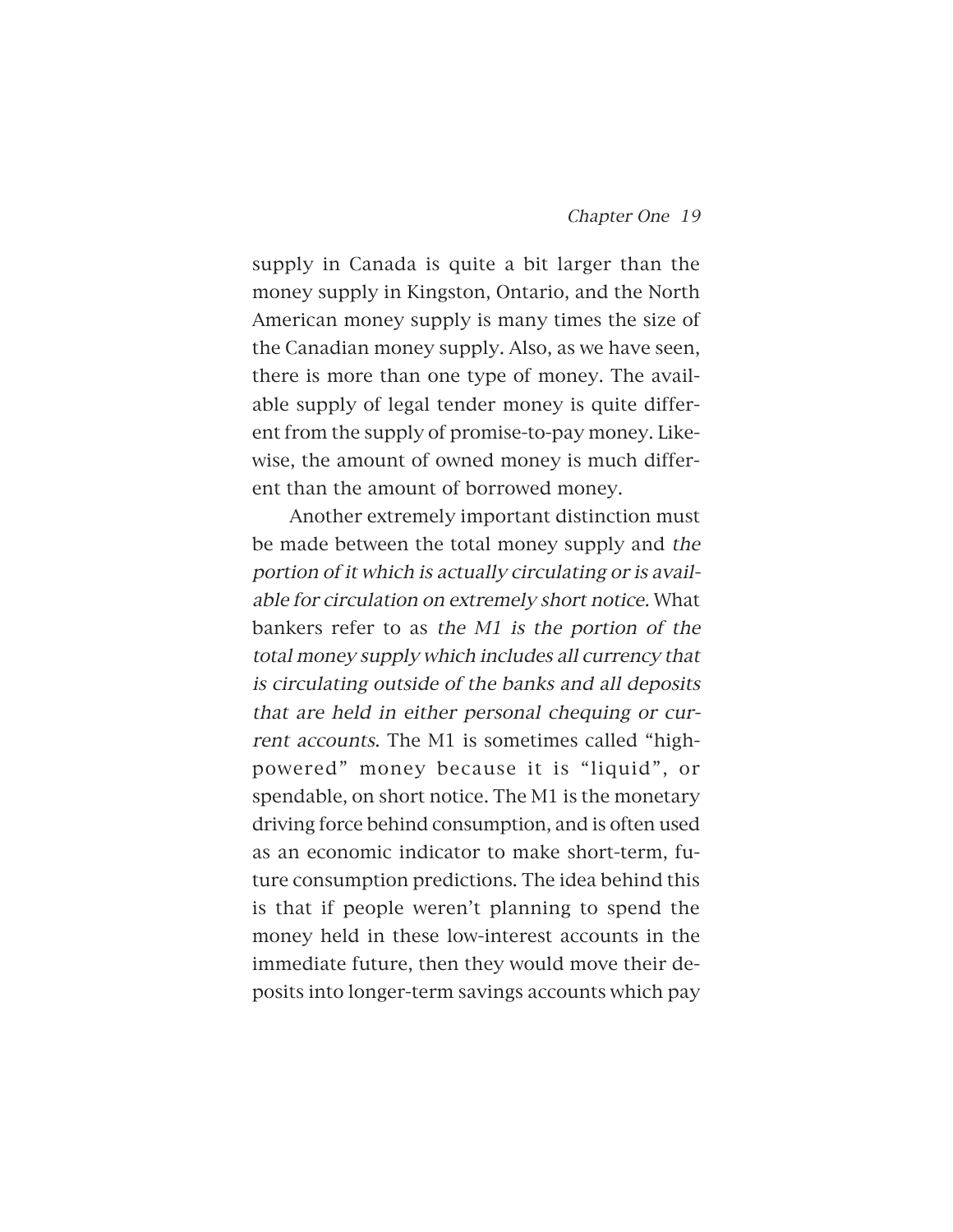supply in Canada is quite a bit larger than the money supply in Kingston, Ontario, and the North American money supply is many times the size of the Canadian money supply. Also, as we have seen, there is more than one type of money. The available supply of legal tender money is quite different from the supply of promise-to-pay money. Likewise, the amount of owned money is much different than the amount of borrowed money.

Another extremely important distinction must be made between the total money supply and *the portion of it which is actually circulating or is available for circulation on extremely short notice*. What bankers refer to as *the M1 is the portion of the total money supply which includes all currency that is circulating outside of the banks and all deposits that are held in either personal chequing or current accounts*. The M1 is sometimes called "high-powered" money because it is "liquid", or spendable, on short notice. The M1 is the monetary driving force behind consumption, and is often used as an economic indicator to make short-term, future consumption predictions. The idea behind this is that if people weren't planning to spend the money held in these low-interest accounts in the immediate future, then they would move their deposits into longer-term savings accounts which pay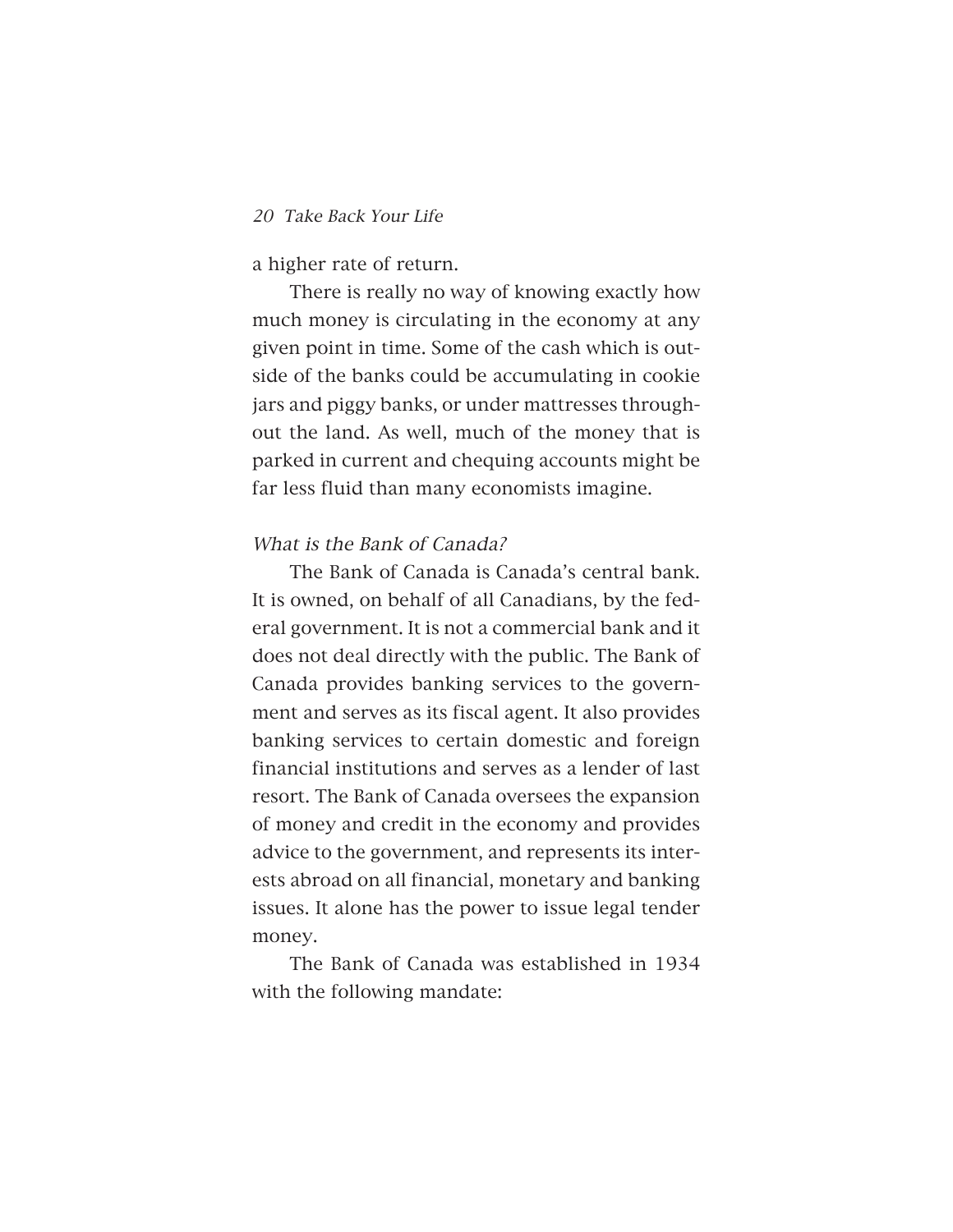a higher rate of return.

There is really no way of knowing exactly how much money is circulating in the economy at any given point in time. Some of the cash which is outside of the banks could be accumulating in cookie jars and piggy banks, or under mattresses throughout the land. As well, much of the money that is parked in current and chequing accounts might be far less fluid than many economists imagine.

### *What is the Bank of Canada?*

The Bank of Canada is Canada's central bank. It is owned, on behalf of all Canadians, by the federal government. It is not a commercial bank and it does not deal directly with the public. The Bank of Canada provides banking services to the government and serves as its fiscal agent. It also provides banking services to certain domestic and foreign financial institutions and serves as a lender of last resort. The Bank of Canada oversees the expansion of money and credit in the economy and provides advice to the government, and represents its interests abroad on all financial, monetary and banking issues. It alone has the power to issue legal tender money.

The Bank of Canada was established in 1934 with the following mandate: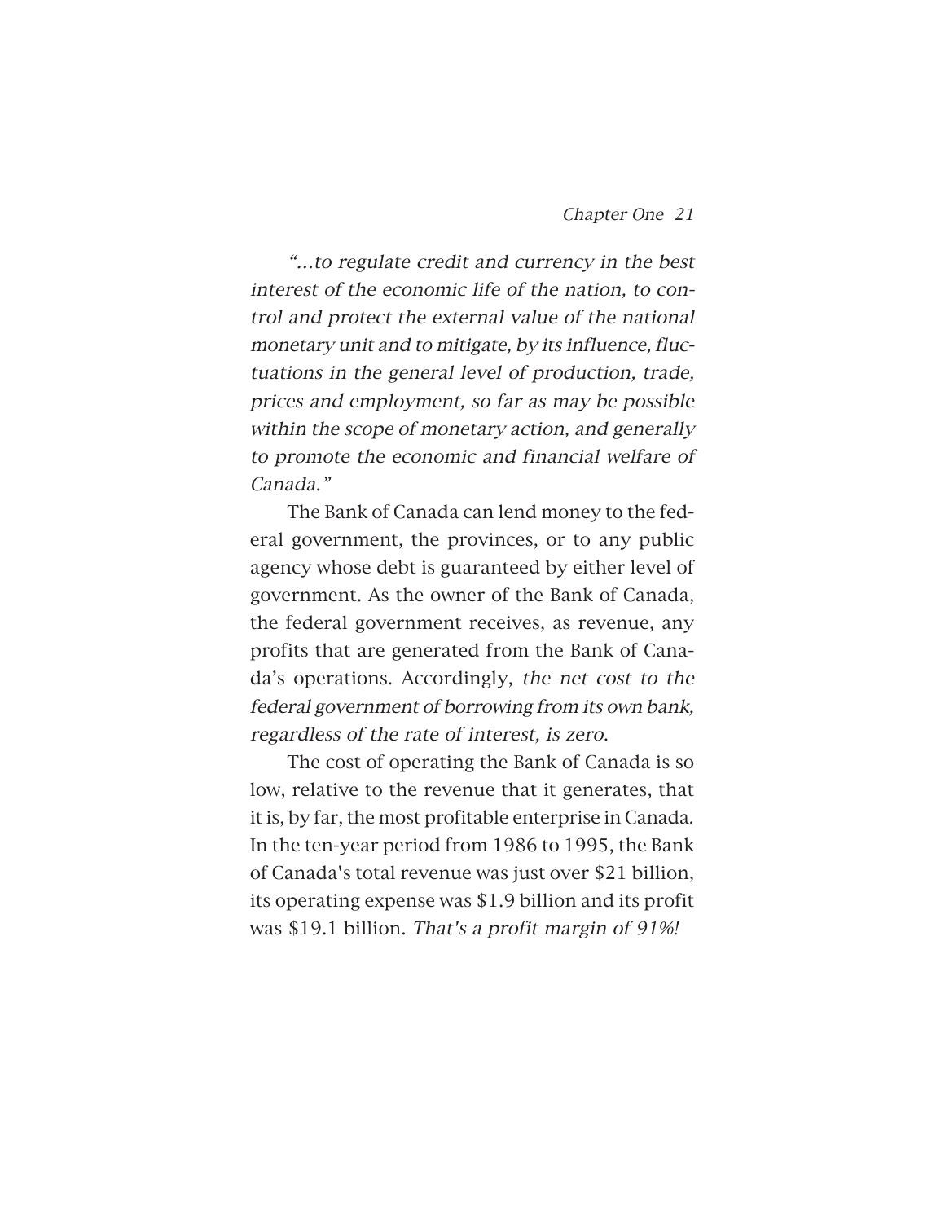*"...to regulate credit and currency in the best interest of the economic life of the nation, to control and protect the external value of the national monetary unit and to mitigate, by its influence, fluctuations in the general level of production, trade, prices and employment, so far as may be possible within the scope of monetary action, and generally to promote the economic and financial welfare of Canada."*

The Bank of Canada can lend money to the federal government, the provinces, or to any public agency whose debt is guaranteed by either level of government. As the owner of the Bank of Canada, the federal government receives, as revenue, any profits that are generated from the Bank of Canada's operations. Accordingly, *the net cost to the federal government of borrowing from its own bank, regardless of the rate of interest, is zero.*

The cost of operating the Bank of Canada is so low, relative to the revenue that it generates, that it is, by far, the most profitable enterprise in Canada. In the ten-year period from 1986 to 1995, the Bank of Canada's total revenue was just over $21 billion, its operating expense was $1.9 billion and its profit was $19.1 billion. *That's a profit margin of 91%!*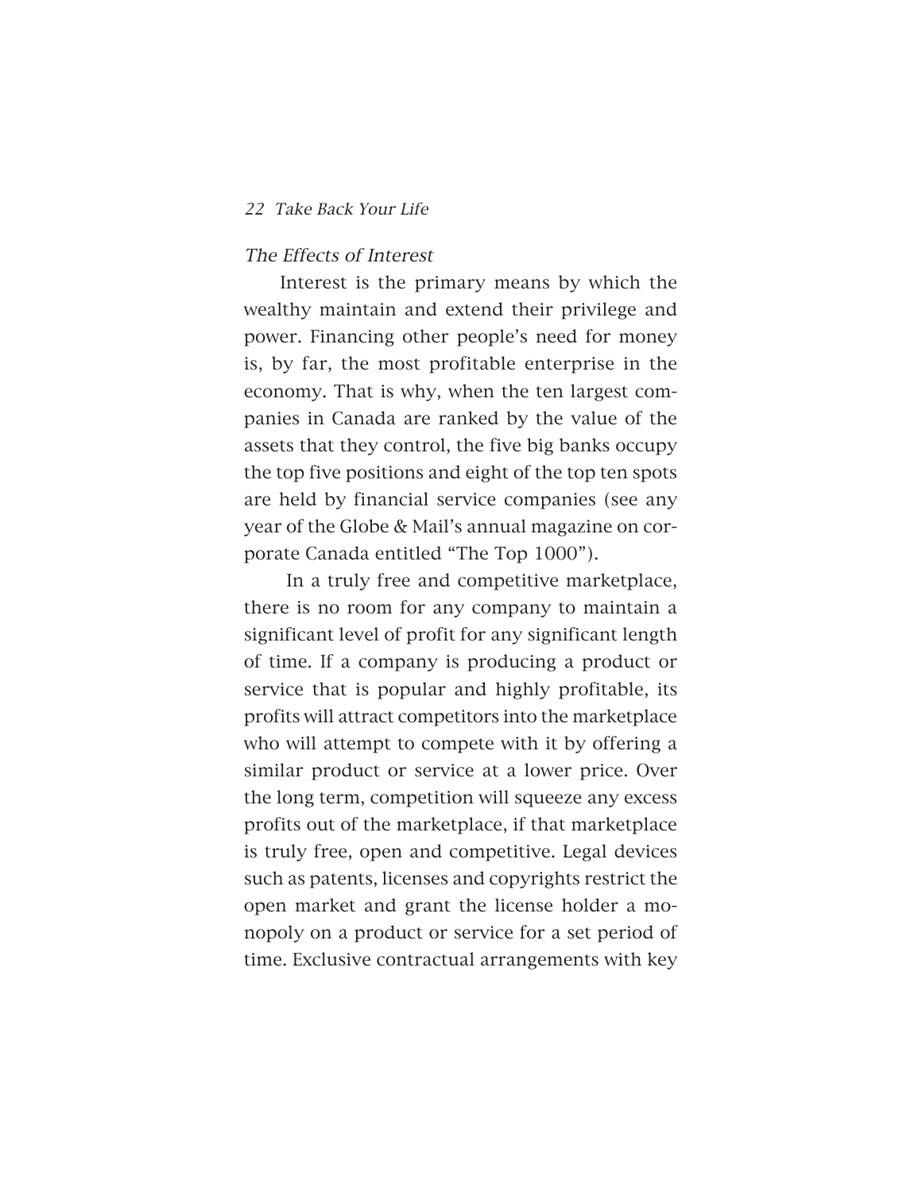### *The Effects of Interest*

Interest is the primary means by which the wealthy maintain and extend their privilege and power. Financing other people's need for money is, by far, the most profitable enterprise in the economy. That is why, when the ten largest companies in Canada are ranked by the value of the assets that they control, the five big banks occupy the top five positions and eight of the top ten spots are held by financial service companies (see any year of the Globe & Mail's annual magazine on corporate Canada entitled "The Top 1000").

In a truly free and competitive marketplace, there is no room for any company to maintain a significant level of profit for any significant length of time. If a company is producing a product or service that is popular and highly profitable, its profits will attract competitors into the marketplace who will attempt to compete with it by offering a similar product or service at a lower price. Over the long term, competition will squeeze any excess profits out of the marketplace, if that marketplace is truly free, open and competitive. Legal devices such as patents, licenses and copyrights restrict the open market and grant the license holder a monopoly on a product or service for a set period of time. Exclusive contractual arrangements with key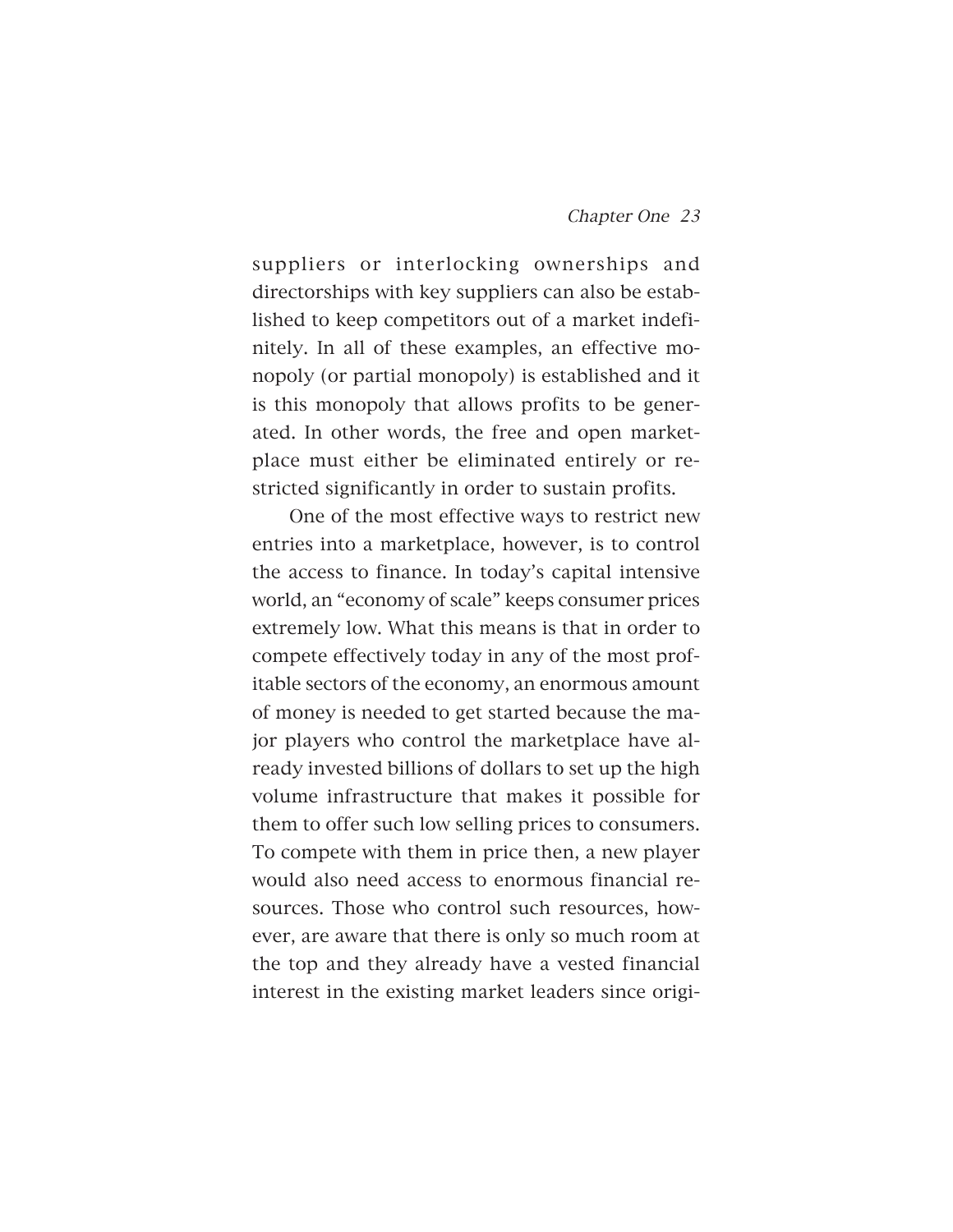suppliers or interlocking ownerships and directorships with key suppliers can also be established to keep competitors out of a market indefinitely. In all of these examples, an effective monopoly (or partial monopoly) is established and it is this monopoly that allows profits to be generated. In other words, the free and open marketplace must either be eliminated entirely or restricted significantly in order to sustain profits.

One of the most effective ways to restrict new entries into a marketplace, however, is to control the access to finance. In today's capital intensive world, an "economy of scale" keeps consumer prices extremely low. What this means is that in order to compete effectively today in any of the most profitable sectors of the economy, an enormous amount of money is needed to get started because the major players who control the marketplace have already invested billions of dollars to set up the high volume infrastructure that makes it possible for them to offer such low selling prices to consumers. To compete with them in price then, a new player would also need access to enormous financial resources. Those who control such resources, however, are aware that there is only so much room at the top and they already have a vested financial interest in the existing market leaders since origi-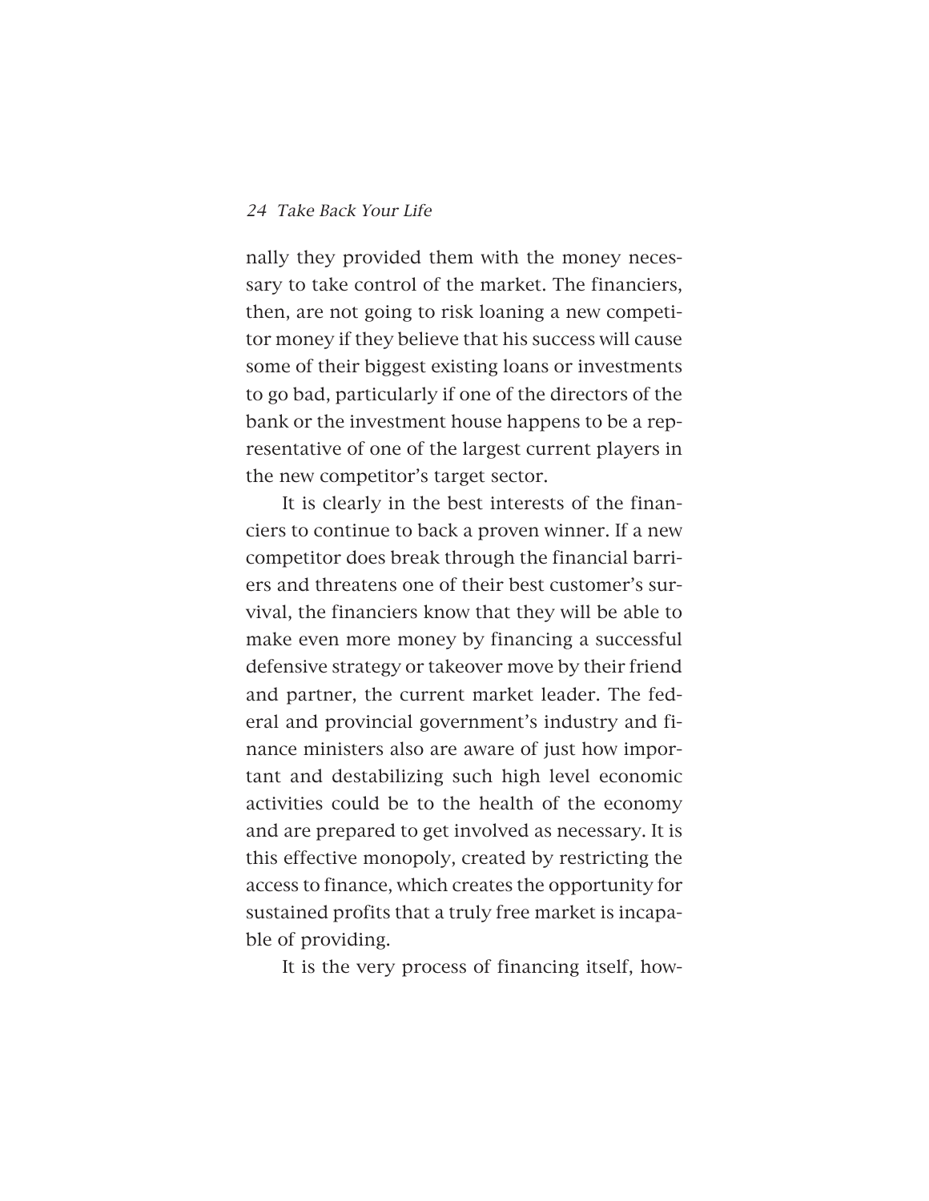nally they provided them with the money necessary to take control of the market. The financiers, then, are not going to risk loaning a new competitor money if they believe that his success will cause some of their biggest existing loans or investments to go bad, particularly if one of the directors of the bank or the investment house happens to be a representative of one of the largest current players in the new competitor's target sector.

It is clearly in the best interests of the financiers to continue to back a proven winner. If a new competitor does break through the financial barriers and threatens one of their best customer's survival, the financiers know that they will be able to make even more money by financing a successful defensive strategy or takeover move by their friend and partner, the current market leader. The federal and provincial government's industry and finance ministers also are aware of just how important and destabilizing such high level economic activities could be to the health of the economy and are prepared to get involved as necessary. It is this effective monopoly, created by restricting the access to finance, which creates the opportunity for sustained profits that a truly free market is incapable of providing.

It is the very process of financing itself, how-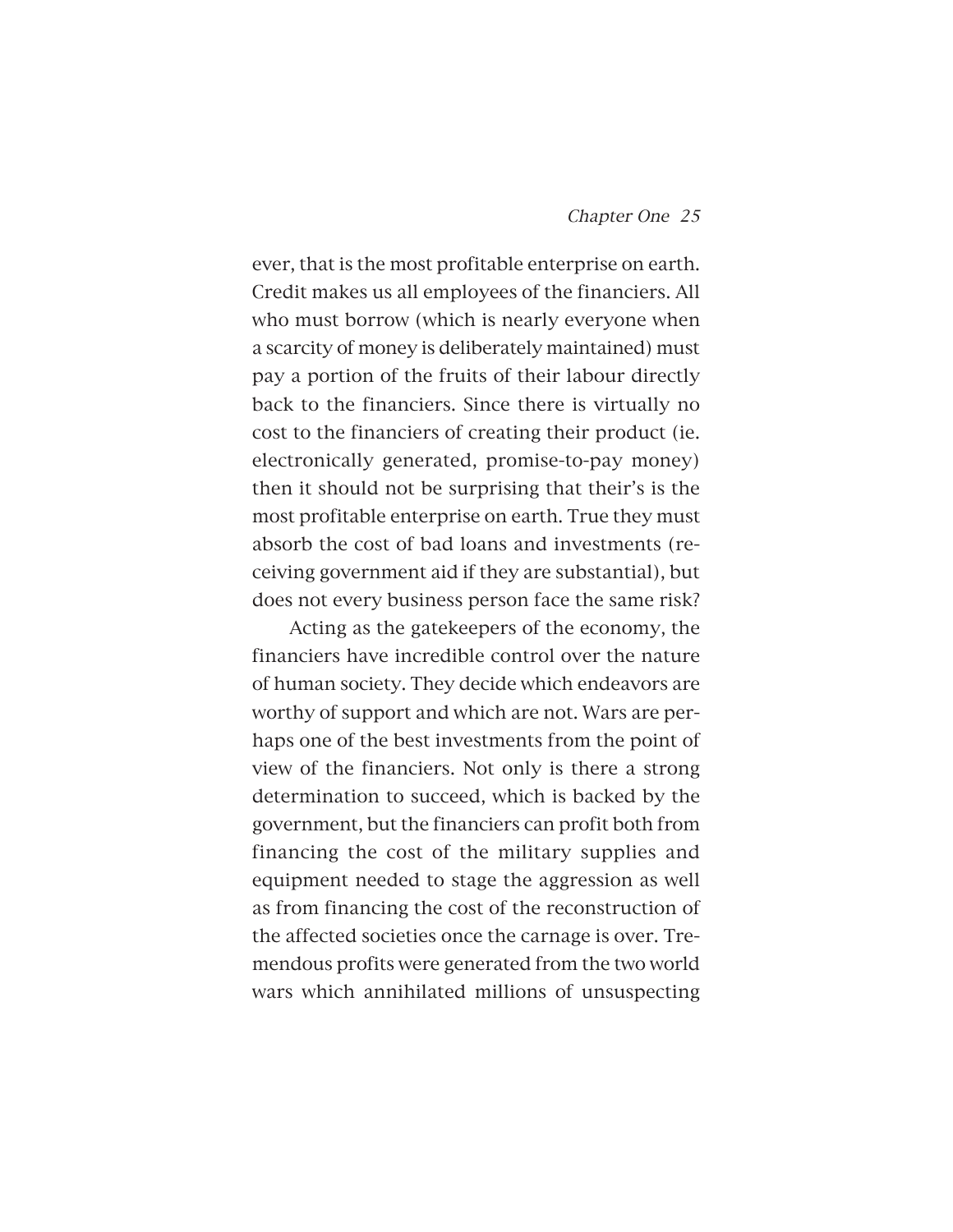ever, that is the most profitable enterprise on earth. Credit makes us all employees of the financiers. All who must borrow (which is nearly everyone when a scarcity of money is deliberately maintained) must pay a portion of the fruits of their labour directly back to the financiers. Since there is virtually no cost to the financiers of creating their product (ie. electronically generated, promise-to-pay money) then it should not be surprising that their's is the most profitable enterprise on earth. True they must absorb the cost of bad loans and investments (receiving government aid if they are substantial), but does not every business person face the same risk?

Acting as the gatekeepers of the economy, the financiers have incredible control over the nature of human society. They decide which endeavors are worthy of support and which are not. Wars are perhaps one of the best investments from the point of view of the financiers. Not only is there a strong determination to succeed, which is backed by the government, but the financiers can profit both from financing the cost of the military supplies and equipment needed to stage the aggression as well as from financing the cost of the reconstruction of the affected societies once the carnage is over. Tremendous profits were generated from the two world wars which annihilated millions of unsuspecting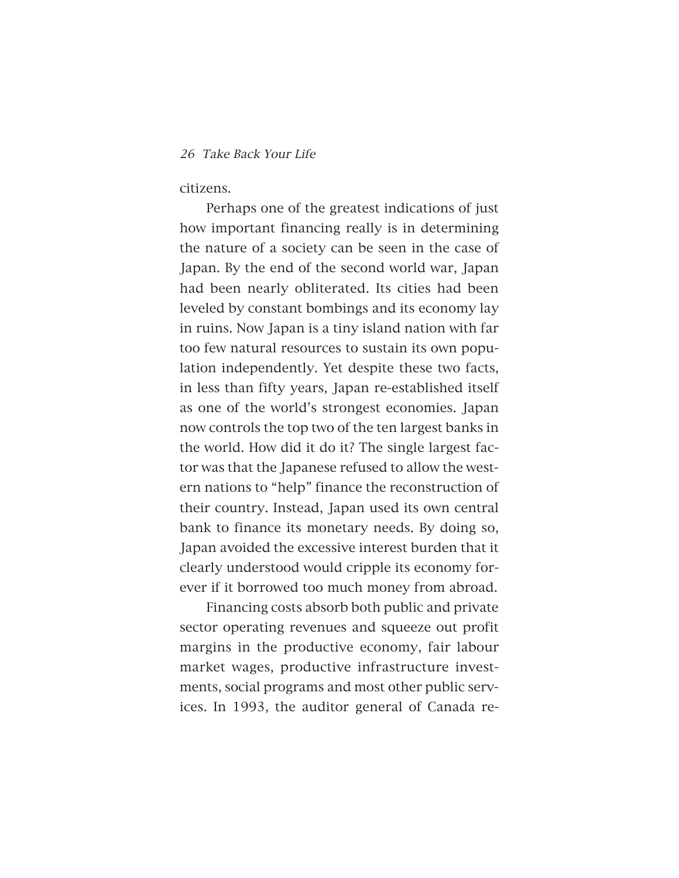citizens.

Perhaps one of the greatest indications of just how important financing really is in determining the nature of a society can be seen in the case of Japan. By the end of the second world war, Japan had been nearly obliterated. Its cities had been leveled by constant bombings and its economy lay in ruins. Now Japan is a tiny island nation with far too few natural resources to sustain its own population independently. Yet despite these two facts, in less than fifty years, Japan re-established itself as one of the world's strongest economies. Japan now controls the top two of the ten largest banks in the world. How did it do it? The single largest factor was that the Japanese refused to allow the western nations to "help" finance the reconstruction of their country. Instead, Japan used its own central bank to finance its monetary needs. By doing so, Japan avoided the excessive interest burden that it clearly understood would cripple its economy forever if it borrowed too much money from abroad.

Financing costs absorb both public and private sector operating revenues and squeeze out profit margins in the productive economy, fair labour market wages, productive infrastructure investments, social programs and most other public services. In 1993, the auditor general of Canada re-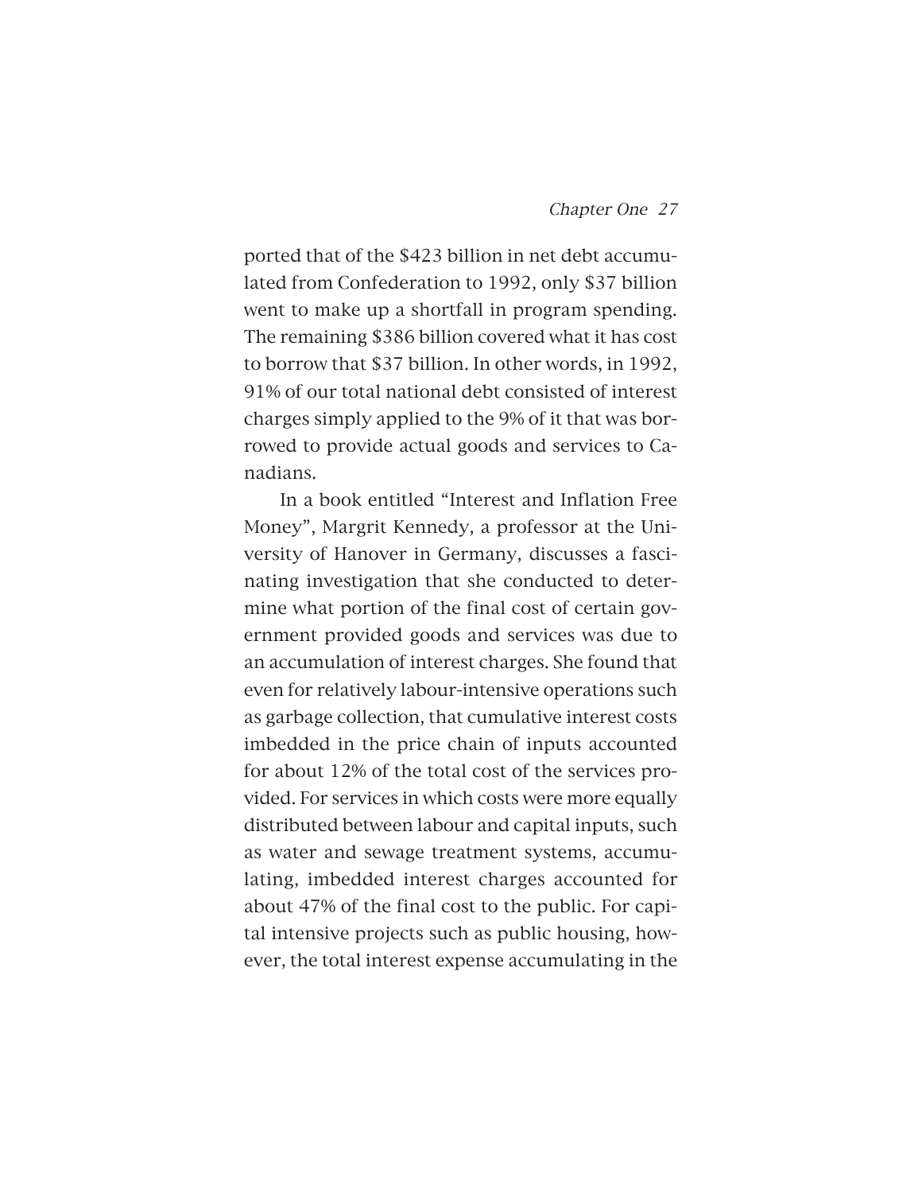ported that of the $423 billion in net debt accumulated from Confederation to 1992, only $37 billion went to make up a shortfall in program spending. The remaining $386 billion covered what it has cost to borrow that $37 billion. In other words, in 1992, 91% of our total national debt consisted of interest charges simply applied to the 9% of it that was borrowed to provide actual goods and services to Canadians.

In a book entitled "Interest and Inflation Free Money", Margrit Kennedy, a professor at the University of Hanover in Germany, discusses a fascinating investigation that she conducted to determine what portion of the final cost of certain government provided goods and services was due to an accumulation of interest charges. She found that even for relatively labour-intensive operations such as garbage collection, that cumulative interest costs imbedded in the price chain of inputs accounted for about 12% of the total cost of the services provided. For services in which costs were more equally distributed between labour and capital inputs, such as water and sewage treatment systems, accumulating, imbedded interest charges accounted for about 47% of the final cost to the public. For capital intensive projects such as public housing, however, the total interest expense accumulating in the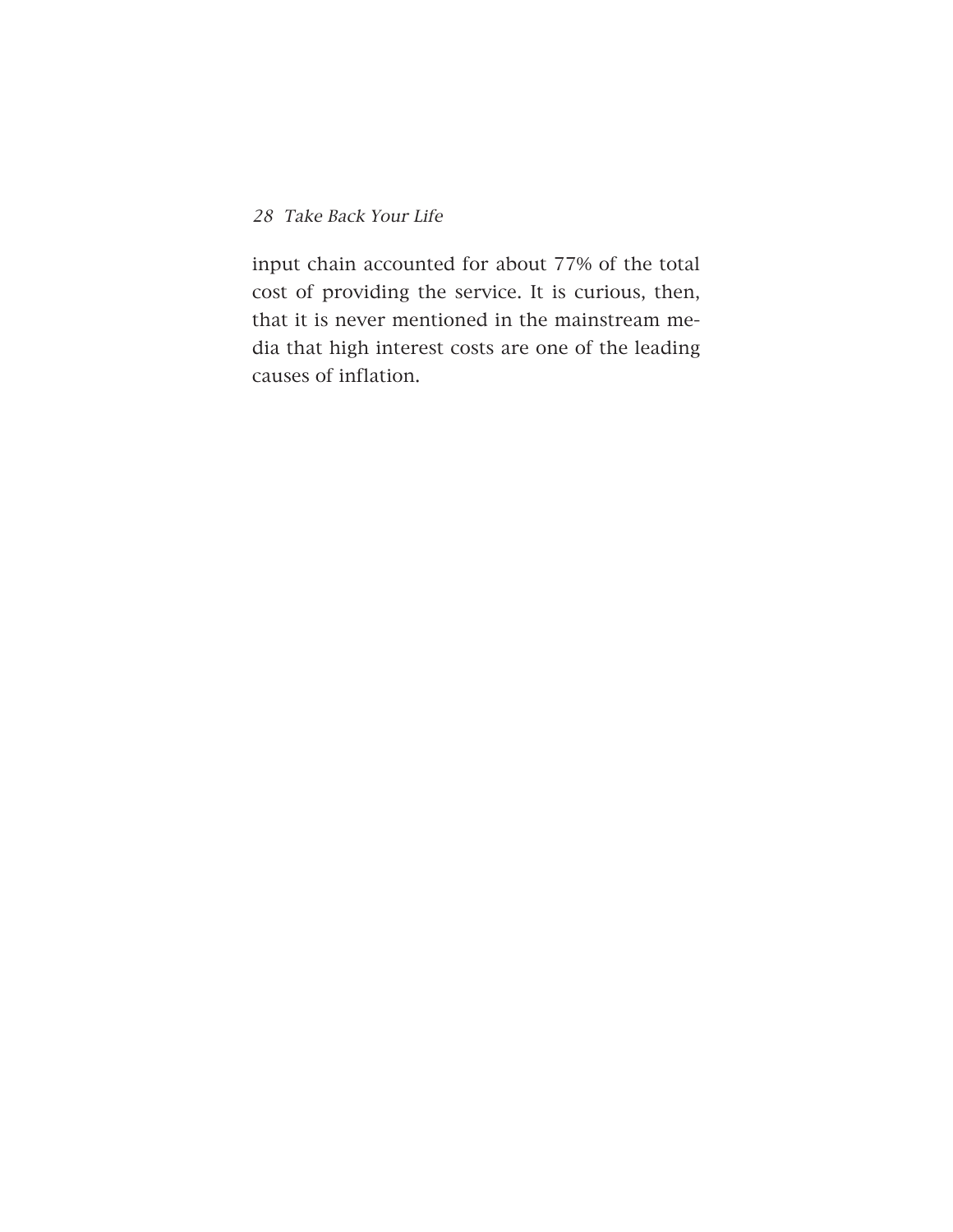input chain accounted for about 77% of the total cost of providing the service. It is curious, then, that it is never mentioned in the mainstream media that high interest costs are one of the leading causes of inflation.